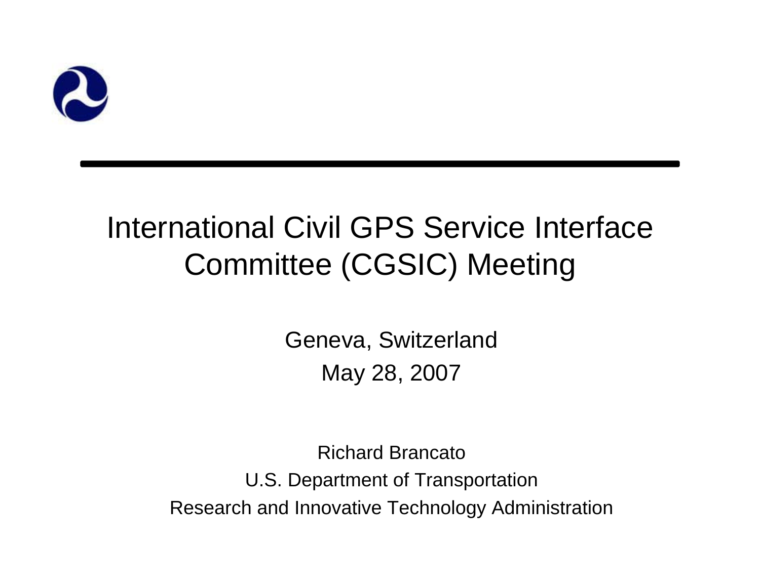# International Civil GPS Service Interface Committee (CGSIC) Meeting

Geneva, Switzerland

May 28, 2007

Richard Brancato

U.S. Department of Transportation

Research and Innovative Technology Administration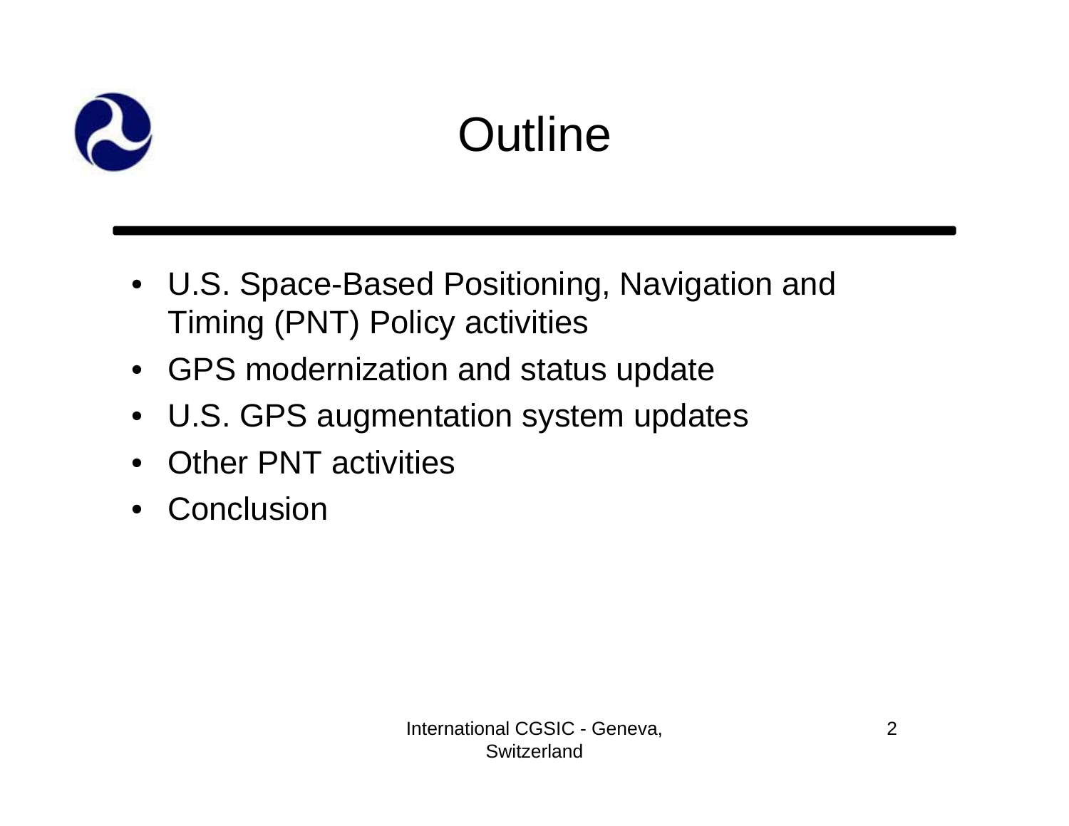# Outline

- U.S. Space-Based Positioning, Navigation and Timing (PNT) Policy activities
- GPS modernization and status update
- U.S. GPS augmentation system updates
- Other PNT activities
- Conclusion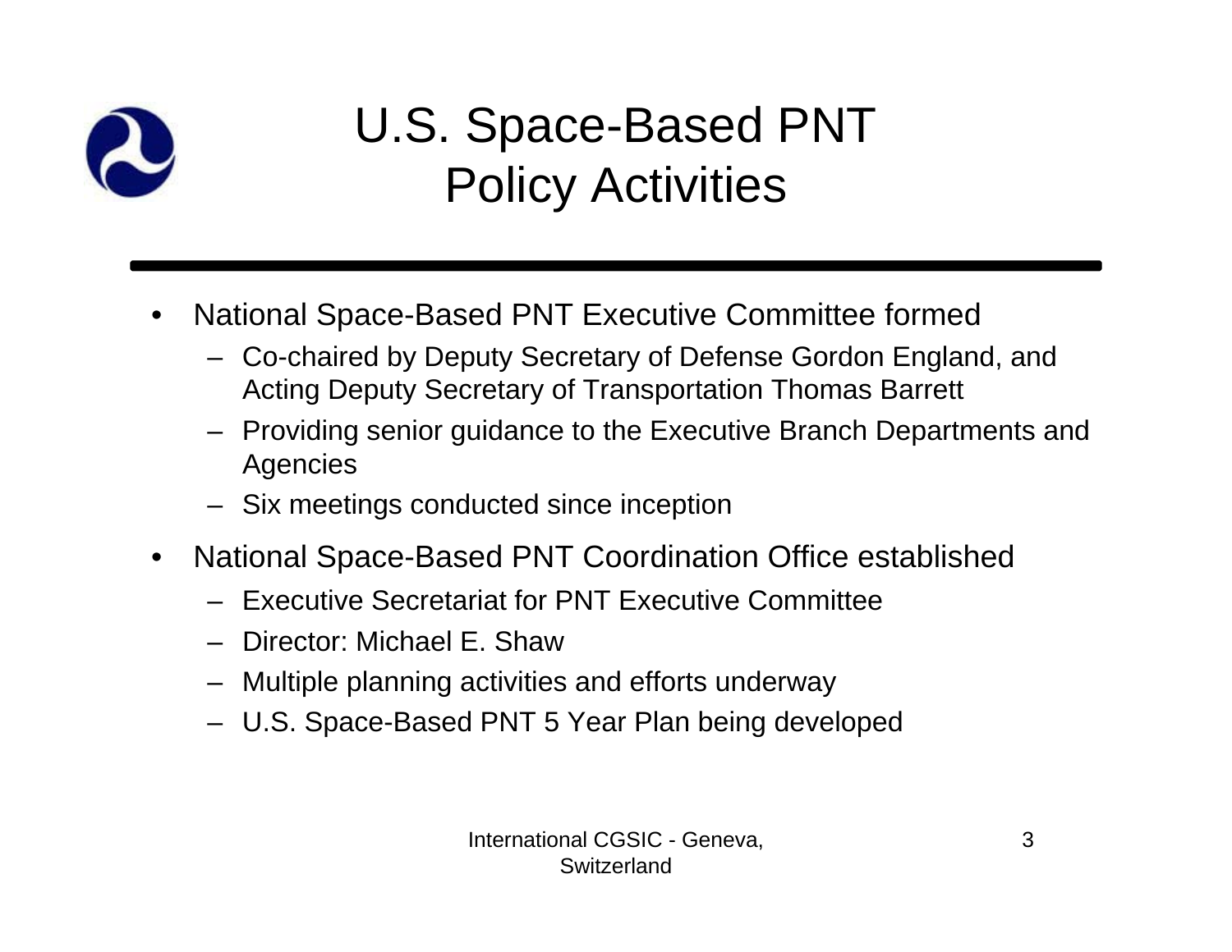# U.S. Space-Based PNT Policy Activities

- National Space-Based PNT Executive Committee formed
  - Co-chaired by Deputy Secretary of Defense Gordon England, and Acting Deputy Secretary of Transportation Thomas Barrett
  - Providing senior guidance to the Executive Branch Departments and Agencies
  - Six meetings conducted since inception
- National Space-Based PNT Coordination Office established
  - Executive Secretariat for PNT Executive Committee
  - Director: Michael E. Shaw
  - Multiple planning activities and efforts underway
  - U.S. Space-Based PNT 5 Year Plan being developed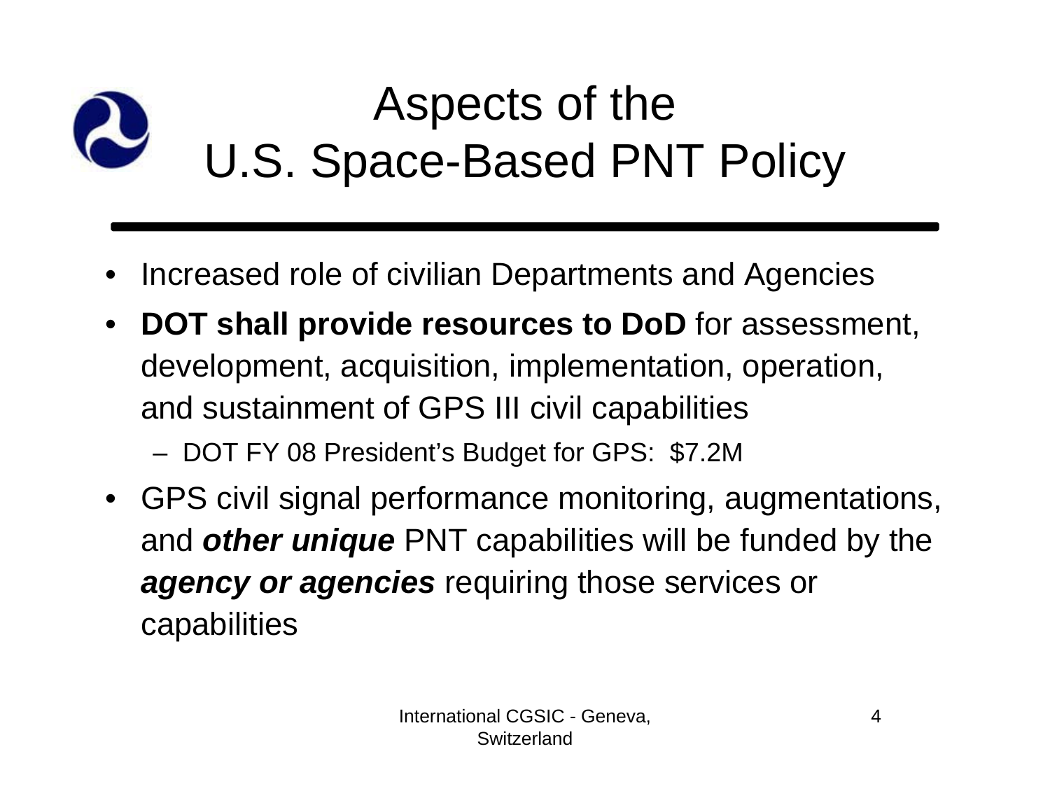# Aspects of the U.S. Space-Based PNT Policy

- Increased role of civilian Departments and Agencies
- **DOT shall provide resources to DoD** for assessment, development, acquisition, implementation, operation, and sustainment of GPS III civil capabilities
  - DOT FY 08 President's Budget for GPS: $7.2M
- GPS civil signal performance monitoring, augmentations, and ***other unique*** PNT capabilities will be funded by the ***agency or agencies*** requiring those services or capabilities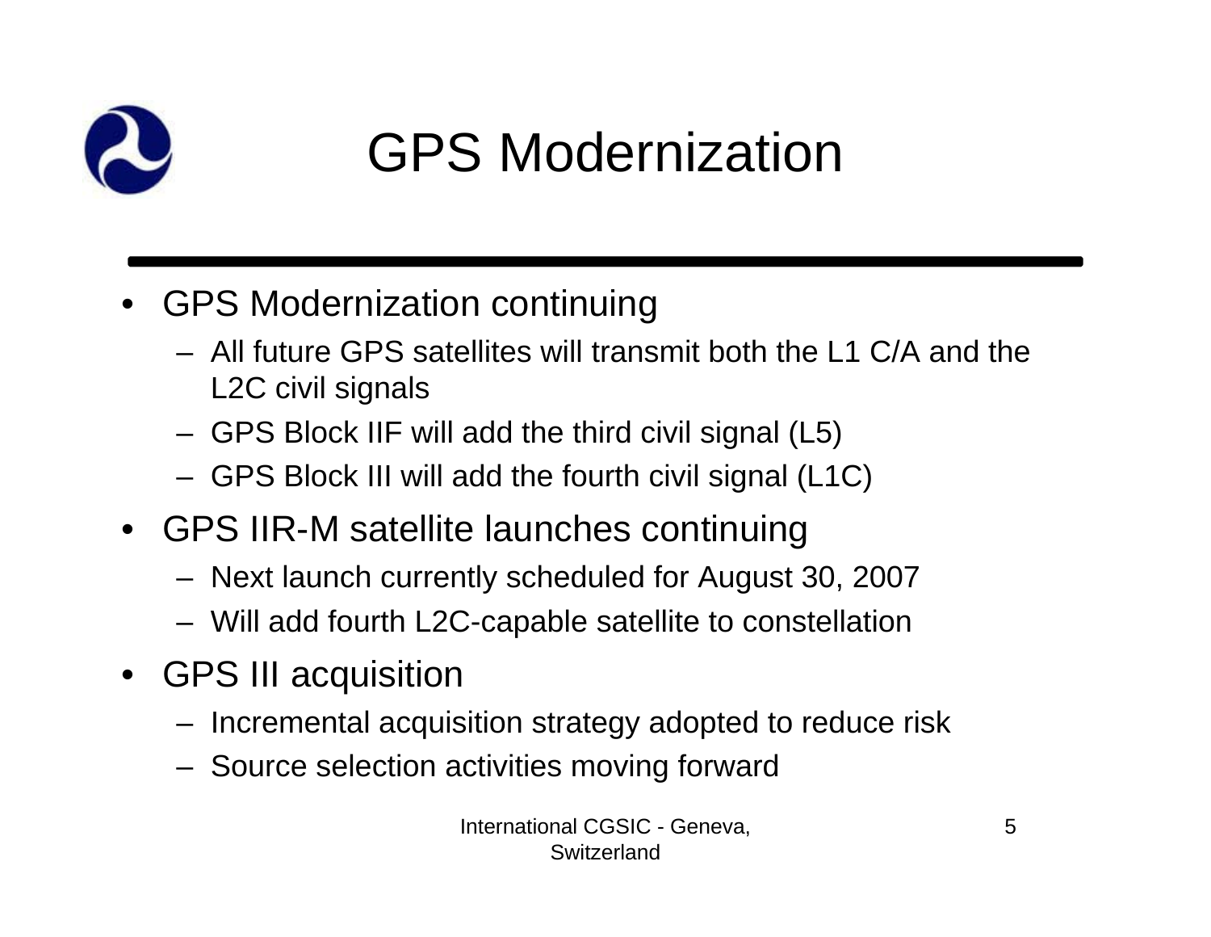# GPS Modernization

- GPS Modernization continuing
  - All future GPS satellites will transmit both the L1 C/A and the L2C civil signals
  - GPS Block IIF will add the third civil signal (L5)
  - GPS Block III will add the fourth civil signal (L1C)
- GPS IIR-M satellite launches continuing
  - Next launch currently scheduled for August 30, 2007
  - Will add fourth L2C-capable satellite to constellation
- GPS III acquisition
  - Incremental acquisition strategy adopted to reduce risk
  - Source selection activities moving forward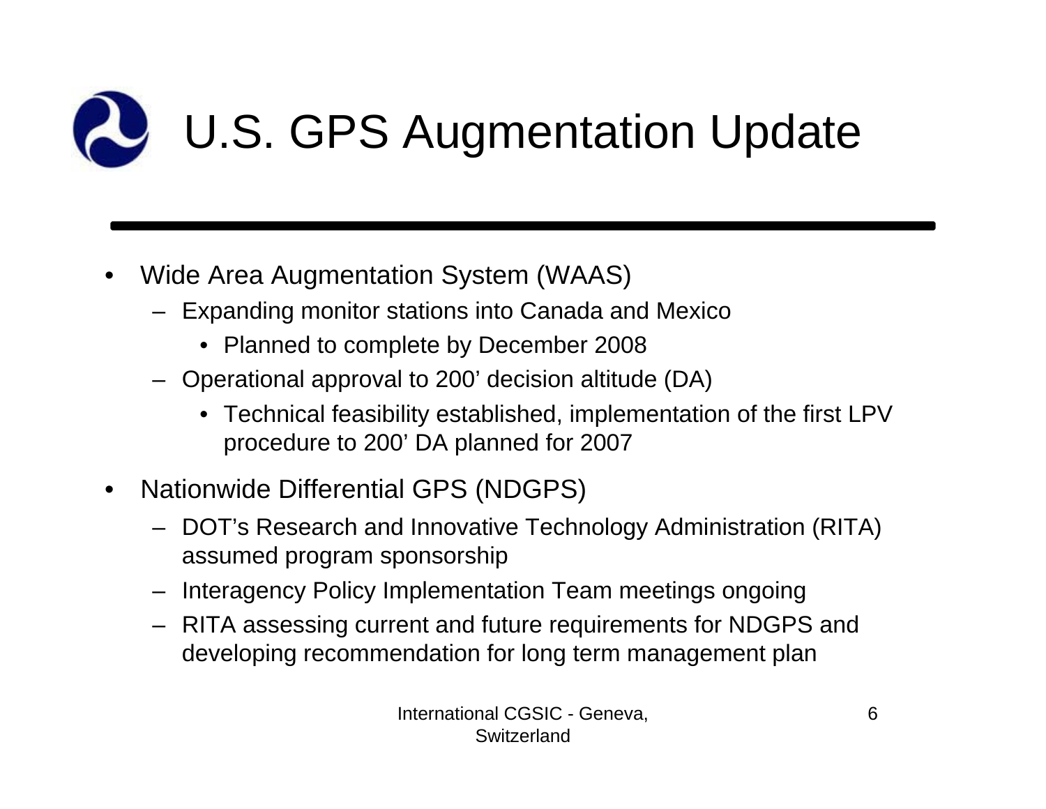# U.S. GPS Augmentation Update

- Wide Area Augmentation System (WAAS)
  - Expanding monitor stations into Canada and Mexico
    - Planned to complete by December 2008
  - Operational approval to 200' decision altitude (DA)
    - Technical feasibility established, implementation of the first LPV procedure to 200' DA planned for 2007
- Nationwide Differential GPS (NDGPS)
  - DOT's Research and Innovative Technology Administration (RITA) assumed program sponsorship
  - Interagency Policy Implementation Team meetings ongoing
  - RITA assessing current and future requirements for NDGPS and developing recommendation for long term management plan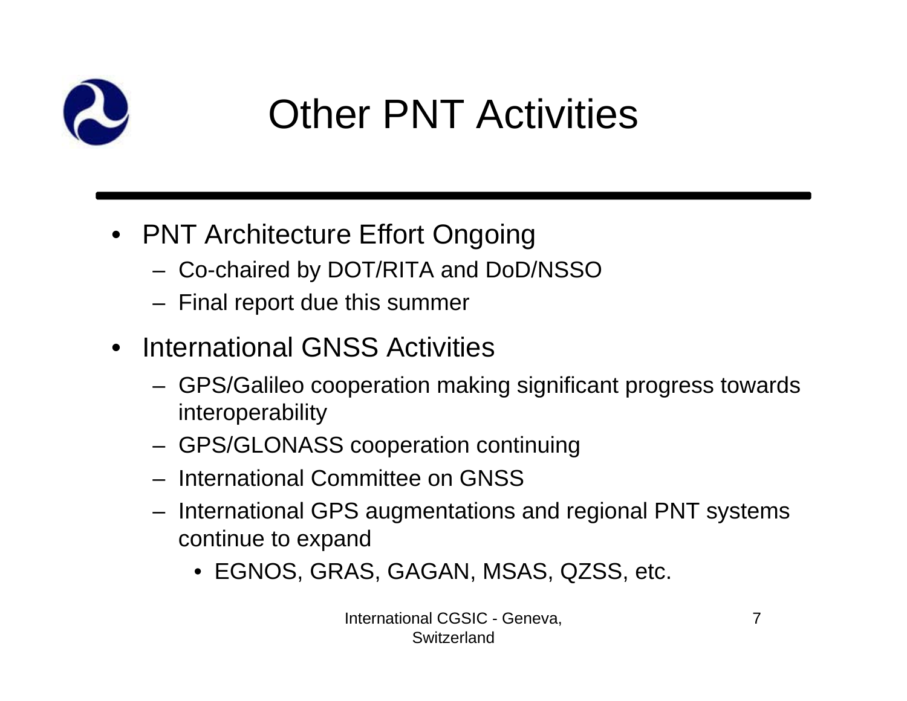# Other PNT Activities

- PNT Architecture Effort Ongoing
  - Co-chaired by DOT/RITA and DoD/NSSO
  - Final report due this summer
- International GNSS Activities
  - GPS/Galileo cooperation making significant progress towards interoperability
  - GPS/GLONASS cooperation continuing
  - International Committee on GNSS
  - International GPS augmentations and regional PNT systems continue to expand
    - EGNOS, GRAS, GAGAN, MSAS, QZSS, etc.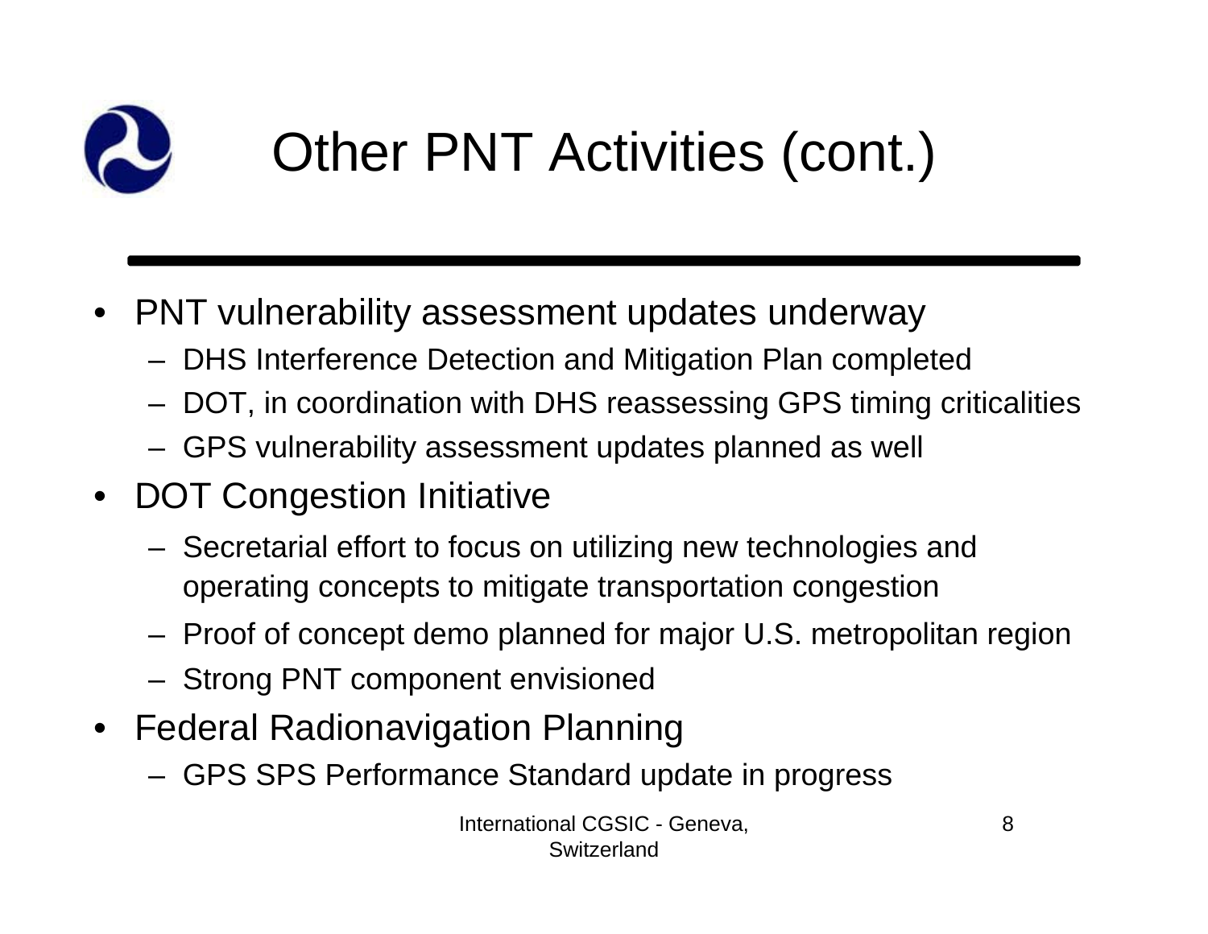# Other PNT Activities (cont.)

- PNT vulnerability assessment updates underway
  - DHS Interference Detection and Mitigation Plan completed
  - DOT, in coordination with DHS reassessing GPS timing criticalities
  - GPS vulnerability assessment updates planned as well
- DOT Congestion Initiative
  - Secretarial effort to focus on utilizing new technologies and operating concepts to mitigate transportation congestion
  - Proof of concept demo planned for major U.S. metropolitan region
  - Strong PNT component envisioned
- Federal Radionavigation Planning
  - GPS SPS Performance Standard update in progress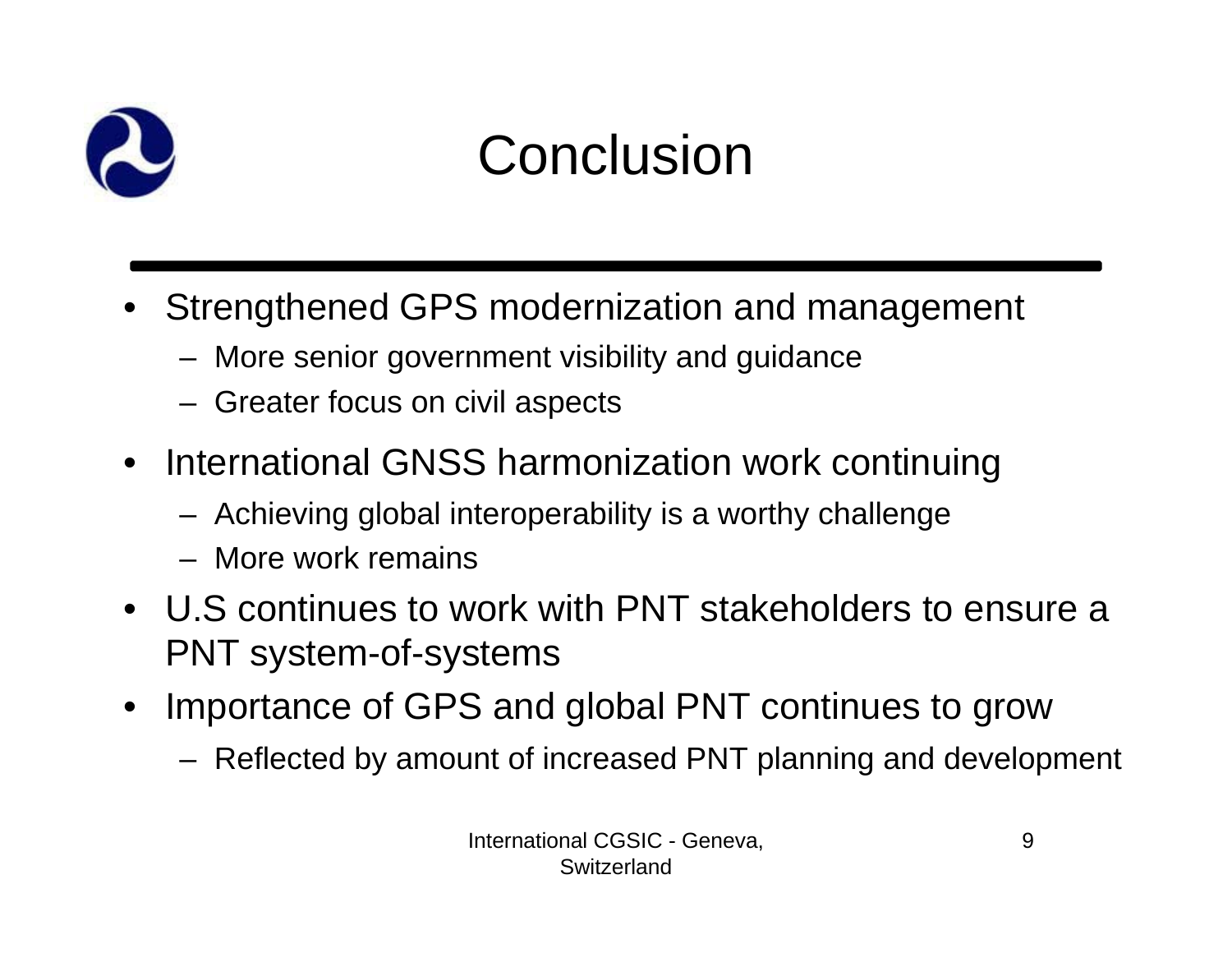# Conclusion

- Strengthened GPS modernization and management
  - More senior government visibility and guidance
  - Greater focus on civil aspects
- International GNSS harmonization work continuing
  - Achieving global interoperability is a worthy challenge
  - More work remains
- U.S continues to work with PNT stakeholders to ensure a PNT system-of-systems
- Importance of GPS and global PNT continues to grow
  - Reflected by amount of increased PNT planning and development